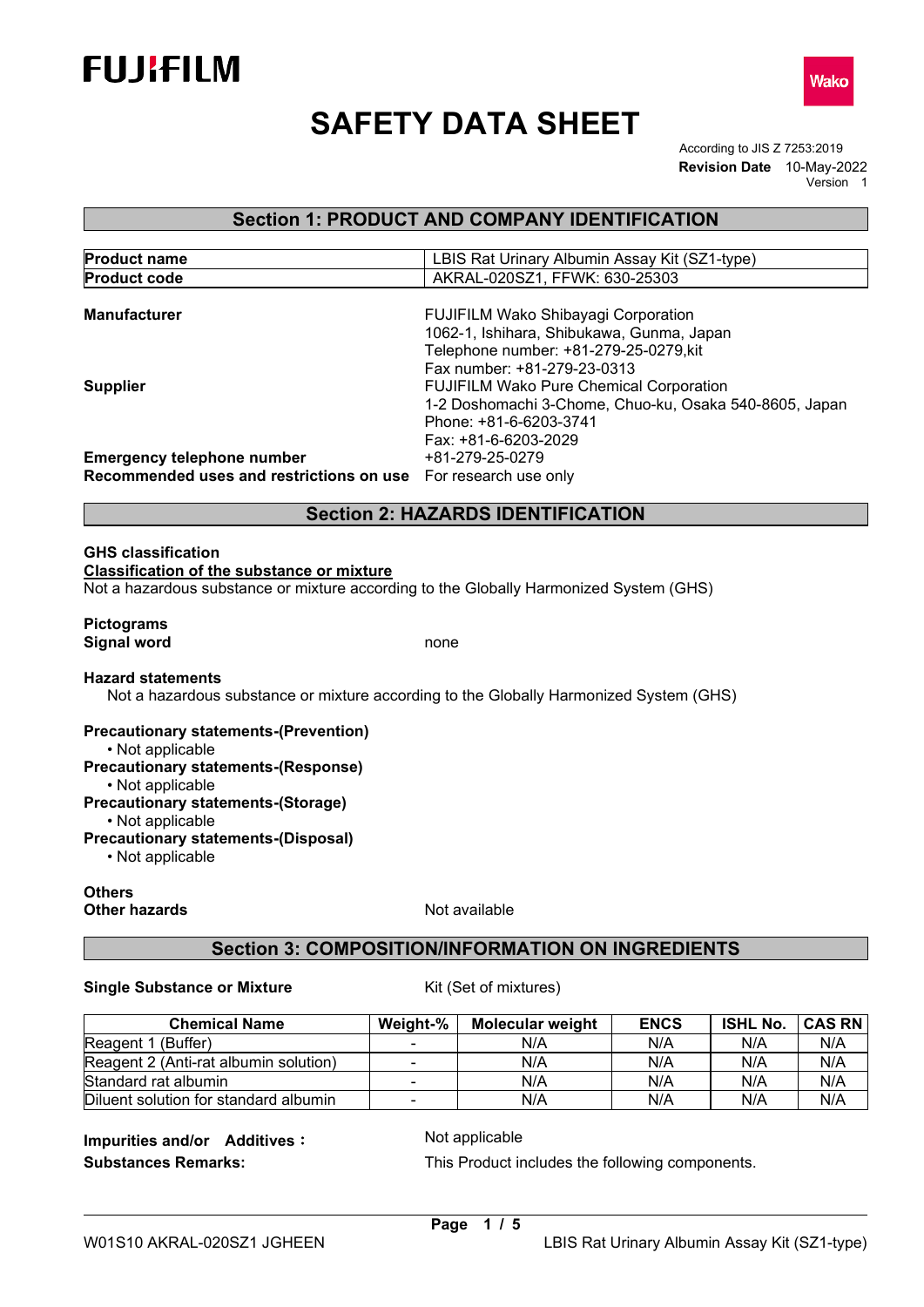FUJIFILM

Wako

# SAFETY DATA SHEET

According to JIS Z 7253:2019
**Revision Date** 10-May-2022
Version 1

## Section 1: PRODUCT AND COMPANY IDENTIFICATION

| | |
|---|---|
| **Product name** | LBIS Rat Urinary Albumin Assay Kit (SZ1-type) |
| **Product code** | AKRAL-020SZ1, FFWK: 630-25303 |

**Manufacturer**
FUJIFILM Wako Shibayagi Corporation
1062-1, Ishihara, Shibukawa, Gunma, Japan
Telephone number: +81-279-25-0279,kit
Fax number: +81-279-23-0313

**Supplier**
FUJIFILM Wako Pure Chemical Corporation
1-2 Doshomachi 3-Chome, Chuo-ku, Osaka 540-8605, Japan
Phone: +81-6-6203-3741
Fax: +81-6-6203-2029

**Emergency telephone number** +81-279-25-0279

**Recommended uses and restrictions on use** For research use only

## Section 2: HAZARDS IDENTIFICATION

**GHS classification**

**Classification of the substance or mixture**

Not a hazardous substance or mixture according to the Globally Harmonized System (GHS)

**Pictograms**

**Signal word** none

**Hazard statements**

Not a hazardous substance or mixture according to the Globally Harmonized System (GHS)

**Precautionary statements-(Prevention)**
- Not applicable

**Precautionary statements-(Response)**
- Not applicable

**Precautionary statements-(Storage)**
- Not applicable

**Precautionary statements-(Disposal)**
- Not applicable

**Others**

**Other hazards** Not available

## Section 3: COMPOSITION/INFORMATION ON INGREDIENTS

**Single Substance or Mixture** Kit (Set of mixtures)

| Chemical Name | Weight-% | Molecular weight | ENCS | ISHL No. | CAS RN |
|---|---|---|---|---|---|
| Reagent 1 (Buffer) | - | N/A | N/A | N/A | N/A |
| Reagent 2 (Anti-rat albumin solution) | - | N/A | N/A | N/A | N/A |
| Standard rat albumin | - | N/A | N/A | N/A | N/A |
| Diluent solution for standard albumin | - | N/A | N/A | N/A | N/A |

**Impurities and/or Additives :** Not applicable

**Substances Remarks:** This Product includes the following components.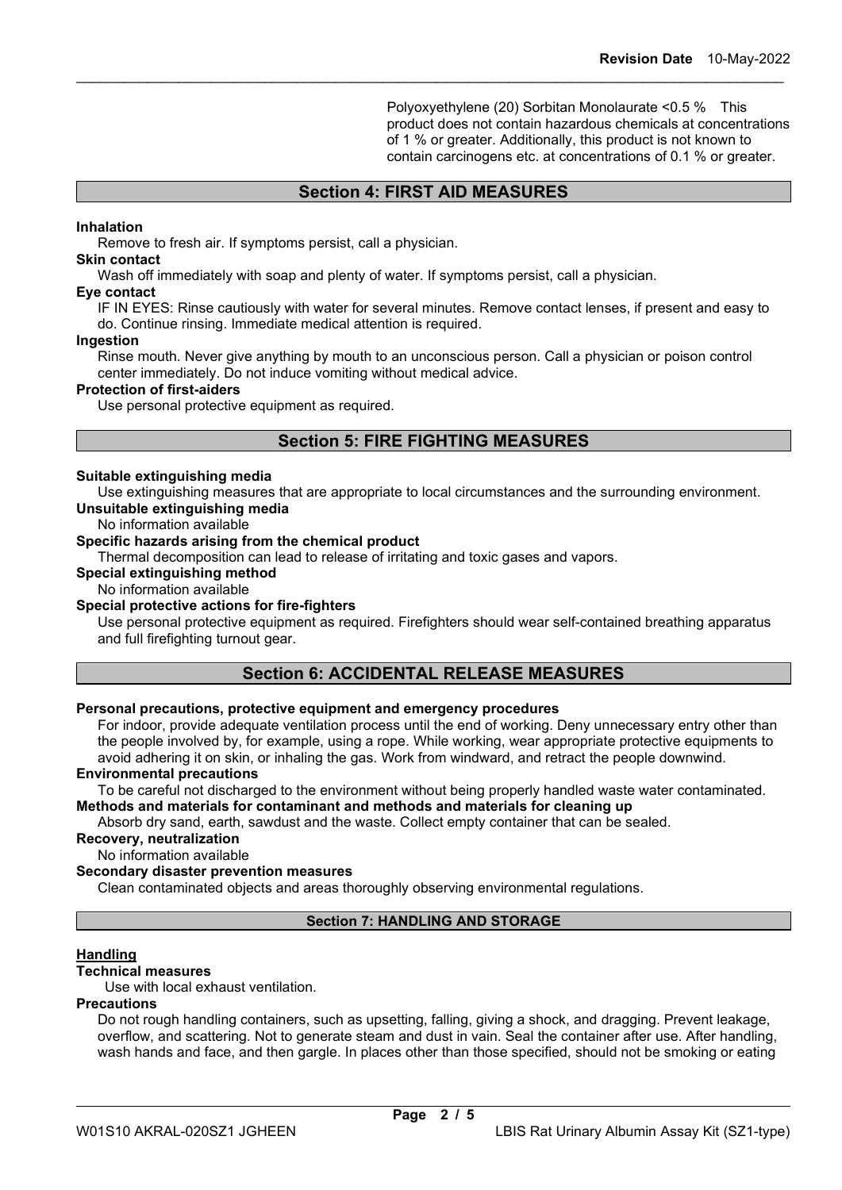Polyoxyethylene (20) Sorbitan Monolaurate <0.5 %　This product does not contain hazardous chemicals at concentrations of 1 % or greater. Additionally, this product is not known to contain carcinogens etc. at concentrations of 0.1 % or greater.

## Section 4: FIRST AID MEASURES

**Inhalation**

Remove to fresh air. If symptoms persist, call a physician.

**Skin contact**

Wash off immediately with soap and plenty of water. If symptoms persist, call a physician.

**Eye contact**

IF IN EYES: Rinse cautiously with water for several minutes. Remove contact lenses, if present and easy to do. Continue rinsing. Immediate medical attention is required.

**Ingestion**

Rinse mouth. Never give anything by mouth to an unconscious person. Call a physician or poison control center immediately. Do not induce vomiting without medical advice.

**Protection of first-aiders**

Use personal protective equipment as required.

## Section 5: FIRE FIGHTING MEASURES

**Suitable extinguishing media**

Use extinguishing measures that are appropriate to local circumstances and the surrounding environment.

**Unsuitable extinguishing media**

No information available

**Specific hazards arising from the chemical product**

Thermal decomposition can lead to release of irritating and toxic gases and vapors.

**Special extinguishing method**

No information available

**Special protective actions for fire-fighters**

Use personal protective equipment as required. Firefighters should wear self-contained breathing apparatus and full firefighting turnout gear.

## Section 6: ACCIDENTAL RELEASE MEASURES

**Personal precautions, protective equipment and emergency procedures**

For indoor, provide adequate ventilation process until the end of working. Deny unnecessary entry other than the people involved by, for example, using a rope. While working, wear appropriate protective equipments to avoid adhering it on skin, or inhaling the gas. Work from windward, and retract the people downwind.

**Environmental precautions**

To be careful not discharged to the environment without being properly handled waste water contaminated.

**Methods and materials for contaminant and methods and materials for cleaning up**

Absorb dry sand, earth, sawdust and the waste. Collect empty container that can be sealed.

**Recovery, neutralization**

No information available

**Secondary disaster prevention measures**

Clean contaminated objects and areas thoroughly observing environmental regulations.

## Section 7: HANDLING AND STORAGE

**Handling**

**Technical measures**

Use with local exhaust ventilation.

**Precautions**

Do not rough handling containers, such as upsetting, falling, giving a shock, and dragging. Prevent leakage, overflow, and scattering. Not to generate steam and dust in vain. Seal the container after use. After handling, wash hands and face, and then gargle. In places other than those specified, should not be smoking or eating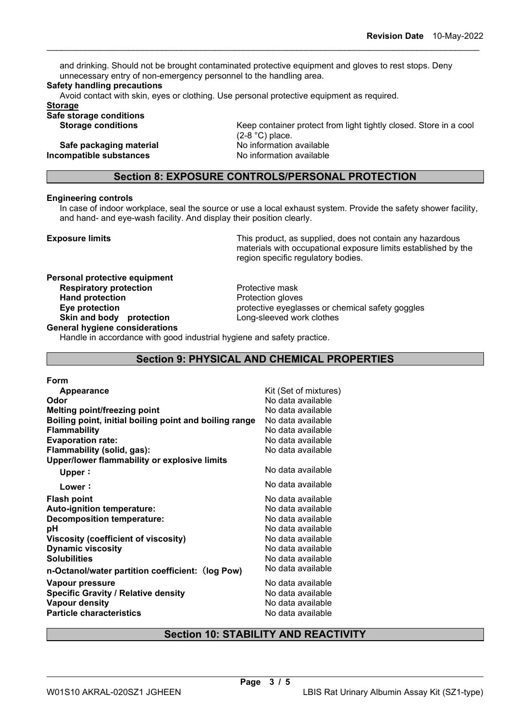and drinking. Should not be brought contaminated protective equipment and gloves to rest stops. Deny unnecessary entry of non-emergency personnel to the handling area.

**Safety handling precautions**

Avoid contact with skin, eyes or clothing. Use personal protective equipment as required.

**Storage**

**Safe storage conditions**

| | |
|---|---|
| **Storage conditions** | Keep container protect from light tightly closed. Store in a cool (2-8 °C) place. |
| **Safe packaging material** | No information available |
| **Incompatible substances** | No information available |

## Section 8: EXPOSURE CONTROLS/PERSONAL PROTECTION

**Engineering controls**

In case of indoor workplace, seal the source or use a local exhaust system. Provide the safety shower facility, and hand- and eye-wash facility. And display their position clearly.

**Exposure limits** — This product, as supplied, does not contain any hazardous materials with occupational exposure limits established by the region specific regulatory bodies.

**Personal protective equipment**

| | |
|---|---|
| **Respiratory protection** | Protective mask |
| **Hand protection** | Protection gloves |
| **Eye protection** | protective eyeglasses or chemical safety goggles |
| **Skin and body protection** | Long-sleeved work clothes |

**General hygiene considerations**

Handle in accordance with good industrial hygiene and safety practice.

## Section 9: PHYSICAL AND CHEMICAL PROPERTIES

**Form**

| | |
|---|---|
| **Appearance** | Kit (Set of mixtures) |
| **Odor** | No data available |
| **Melting point/freezing point** | No data available |
| **Boiling point, initial boiling point and boiling range** | No data available |
| **Flammability** | No data available |
| **Evaporation rate:** | No data available |
| **Flammability (solid, gas):** | No data available |
| **Upper/lower flammability or explosive limits** | |
| **Upper：** | No data available |
| **Lower：** | No data available |
| **Flash point** | No data available |
| **Auto-ignition temperature:** | No data available |
| **Decomposition temperature:** | No data available |
| **pH** | No data available |
| **Viscosity (coefficient of viscosity)** | No data available |
| **Dynamic viscosity** | No data available |
| **Solubilities** | No data available |
| **n-Octanol/water partition coefficient:（log Pow)** | No data available |
| **Vapour pressure** | No data available |
| **Specific Gravity / Relative density** | No data available |
| **Vapour density** | No data available |
| **Particle characteristics** | No data available |

## Section 10: STABILITY AND REACTIVITY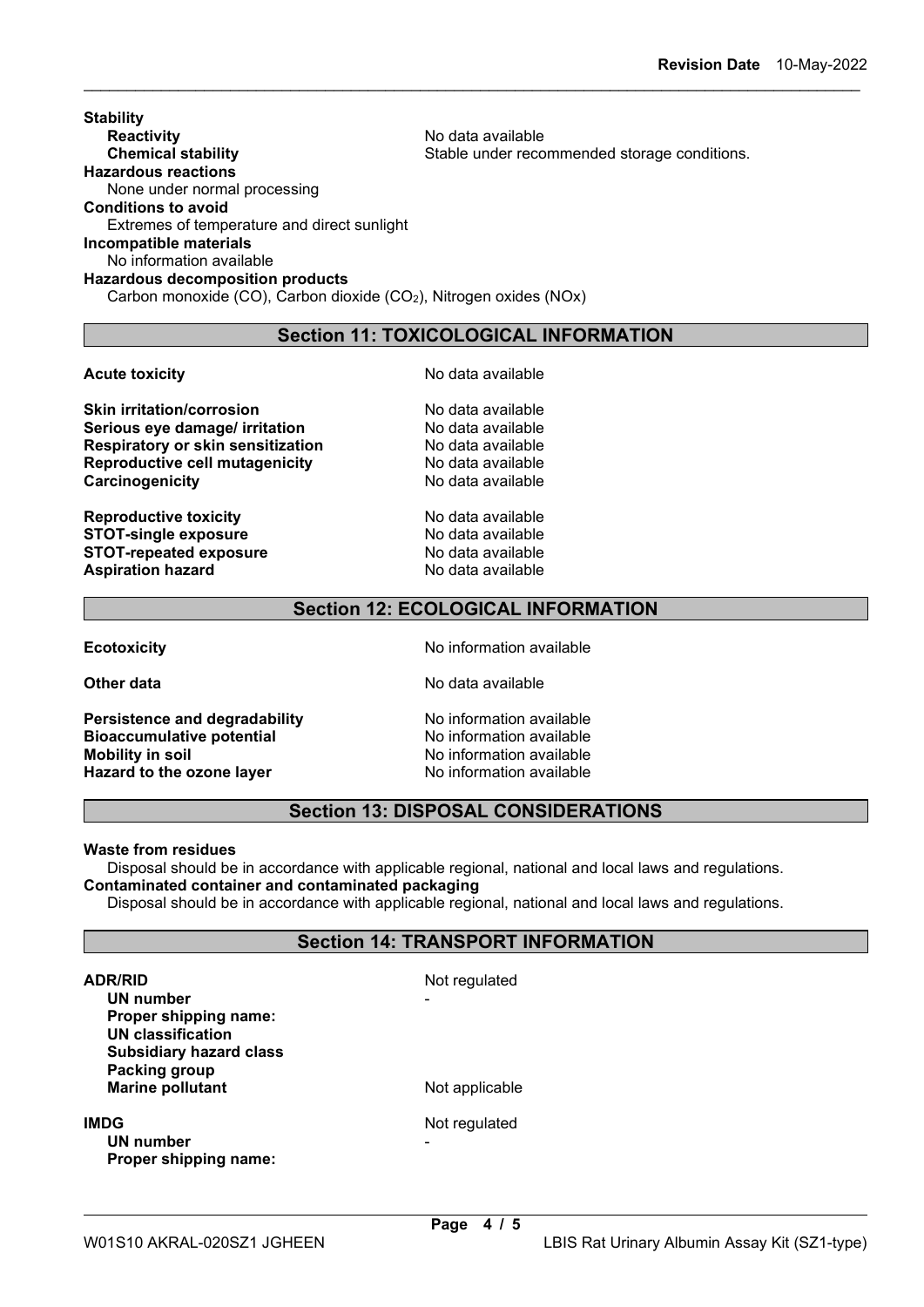**Stability**

**Reactivity** No data available

**Chemical stability** Stable under recommended storage conditions.

**Hazardous reactions**

None under normal processing

**Conditions to avoid**

Extremes of temperature and direct sunlight

**Incompatible materials**

No information available

**Hazardous decomposition products**

Carbon monoxide (CO), Carbon dioxide ($CO_2$), Nitrogen oxides (NOx)

## Section 11: TOXICOLOGICAL INFORMATION

| | |
|---|---|
| **Acute toxicity** | No data available |
| **Skin irritation/corrosion** | No data available |
| **Serious eye damage/ irritation** | No data available |
| **Respiratory or skin sensitization** | No data available |
| **Reproductive cell mutagenicity** | No data available |
| **Carcinogenicity** | No data available |
| **Reproductive toxicity** | No data available |
| **STOT-single exposure** | No data available |
| **STOT-repeated exposure** | No data available |
| **Aspiration hazard** | No data available |

## Section 12: ECOLOGICAL INFORMATION

| | |
|---|---|
| **Ecotoxicity** | No information available |
| **Other data** | No data available |
| **Persistence and degradability** | No information available |
| **Bioaccumulative potential** | No information available |
| **Mobility in soil** | No information available |
| **Hazard to the ozone layer** | No information available |

## Section 13: DISPOSAL CONSIDERATIONS

**Waste from residues**

Disposal should be in accordance with applicable regional, national and local laws and regulations.

**Contaminated container and contaminated packaging**

Disposal should be in accordance with applicable regional, national and local laws and regulations.

## Section 14: TRANSPORT INFORMATION

| | |
|---|---|
| **ADR/RID** | Not regulated |
| **UN number** | - |
| **Proper shipping name:** | |
| **UN classification** | |
| **Subsidiary hazard class** | |
| **Packing group** | |
| **Marine pollutant** | Not applicable |
| **IMDG** | Not regulated |
| **UN number** | - |
| **Proper shipping name:** | |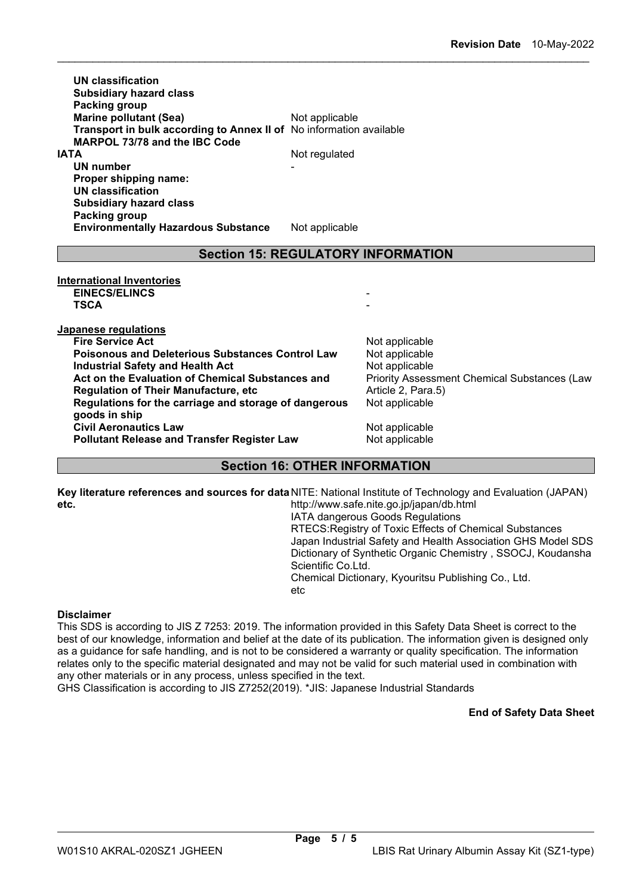| | |
|---|---|
| **UN classification** | |
| **Subsidiary hazard class** | |
| **Packing group** | |
| **Marine pollutant (Sea)** | Not applicable |
| **Transport in bulk according to Annex II of MARPOL 73/78 and the IBC Code** | No information available |
| **IATA** | Not regulated |
| **UN number** | - |
| **Proper shipping name:** | |
| **UN classification** | |
| **Subsidiary hazard class** | |
| **Packing group** | |
| **Environmentally Hazardous Substance** | Not applicable |

## Section 15: REGULATORY INFORMATION

**International Inventories**

| | |
|---|---|
| **EINECS/ELINCS** | - |
| **TSCA** | - |

**Japanese regulations**

| | |
|---|---|
| **Fire Service Act** | Not applicable |
| **Poisonous and Deleterious Substances Control Law** | Not applicable |
| **Industrial Safety and Health Act** | Not applicable |
| **Act on the Evaluation of Chemical Substances and Regulation of Their Manufacture, etc** | Priority Assessment Chemical Substances (Law Article 2, Para.5) |
| **Regulations for the carriage and storage of dangerous goods in ship** | Not applicable |
| **Civil Aeronautics Law** | Not applicable |
| **Pollutant Release and Transfer Register Law** | Not applicable |

## Section 16: OTHER INFORMATION

**Key literature references and sources for data etc.**

NITE: National Institute of Technology and Evaluation (JAPAN)
http://www.safe.nite.go.jp/japan/db.html
IATA dangerous Goods Regulations
RTECS:Registry of Toxic Effects of Chemical Substances
Japan Industrial Safety and Health Association GHS Model SDS
Dictionary of Synthetic Organic Chemistry , SSOCJ, Koudansha Scientific Co.Ltd.
Chemical Dictionary, Kyouritsu Publishing Co., Ltd.
etc

**Disclaimer**

This SDS is according to JIS Z 7253: 2019. The information provided in this Safety Data Sheet is correct to the best of our knowledge, information and belief at the date of its publication. The information given is designed only as a guidance for safe handling, and is not to be considered a warranty or quality specification. The information relates only to the specific material designated and may not be valid for such material used in combination with any other materials or in any process, unless specified in the text.
GHS Classification is according to JIS Z7252(2019). *JIS: Japanese Industrial Standards

**End of Safety Data Sheet**